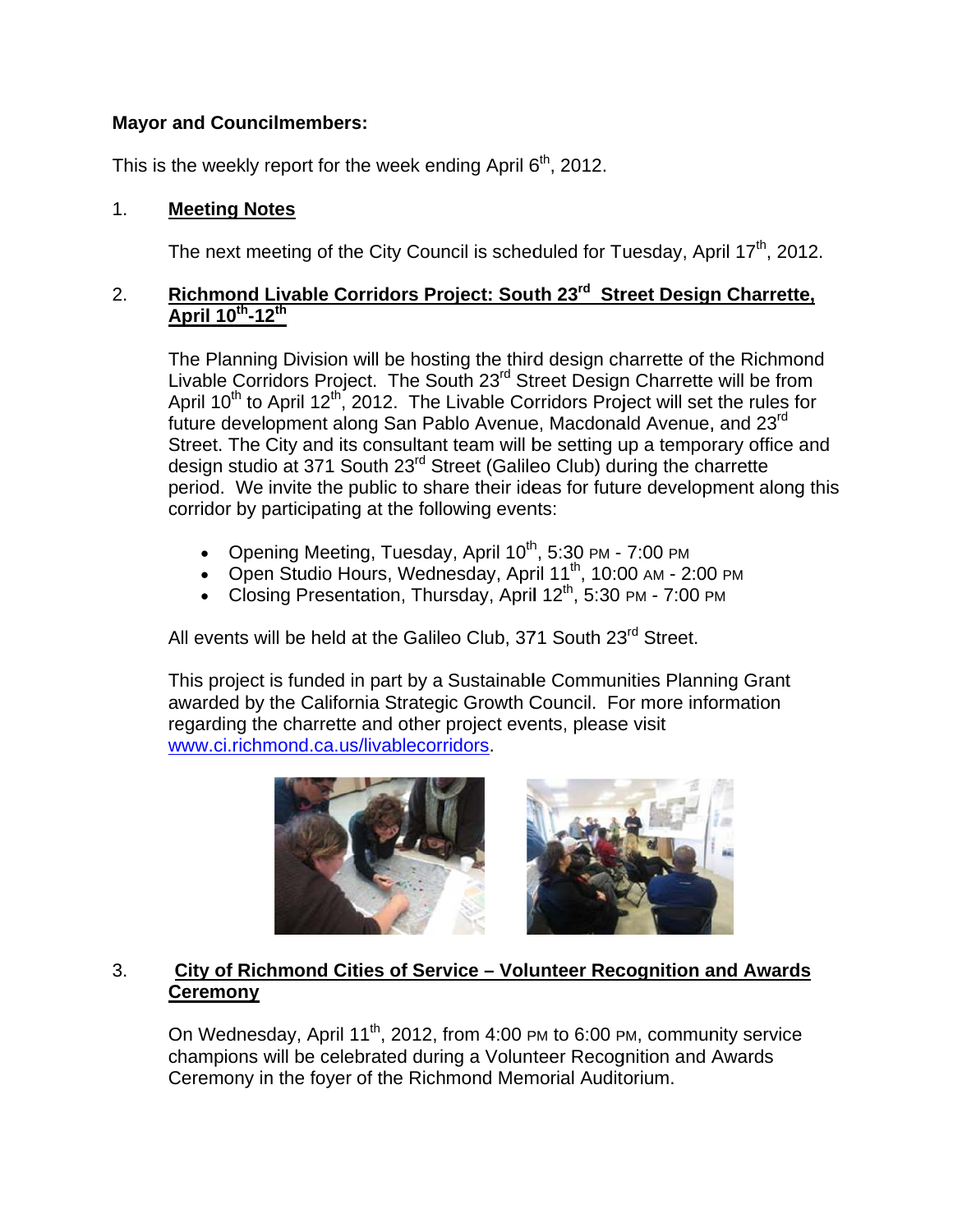**Mayor and Councilmembers:**

This is the weekly report for the week ending April 6th, 2012.

1. **Meeting Notes**

   The next meeting of the City Council is scheduled for Tuesday, April 17th, 2012.

2. **Richmond Livable Corridors Project: South 23rd Street Design Charrette, April 10th-12th**

   The Planning Division will be hosting the third design charrette of the Richmond Livable Corridors Project. The South 23rd Street Design Charrette will be from April 10th to April 12th, 2012. The Livable Corridors Project will set the rules for future development along San Pablo Avenue, Macdonald Avenue, and 23rd Street. The City and its consultant team will be setting up a temporary office and design studio at 371 South 23rd Street (Galileo Club) during the charrette period. We invite the public to share their ideas for future development along this corridor by participating at the following events:

   - Opening Meeting, Tuesday, April 10th, 5:30 PM - 7:00 PM
   - Open Studio Hours, Wednesday, April 11th, 10:00 AM - 2:00 PM
   - Closing Presentation, Thursday, April 12th, 5:30 PM - 7:00 PM

   All events will be held at the Galileo Club, 371 South 23rd Street.

   This project is funded in part by a Sustainable Communities Planning Grant awarded by the California Strategic Growth Council. For more information regarding the charrette and other project events, please visit www.ci.richmond.ca.us/livablecorridors.

3. **City of Richmond Cities of Service – Volunteer Recognition and Awards Ceremony**

   On Wednesday, April 11th, 2012, from 4:00 PM to 6:00 PM, community service champions will be celebrated during a Volunteer Recognition and Awards Ceremony in the foyer of the Richmond Memorial Auditorium.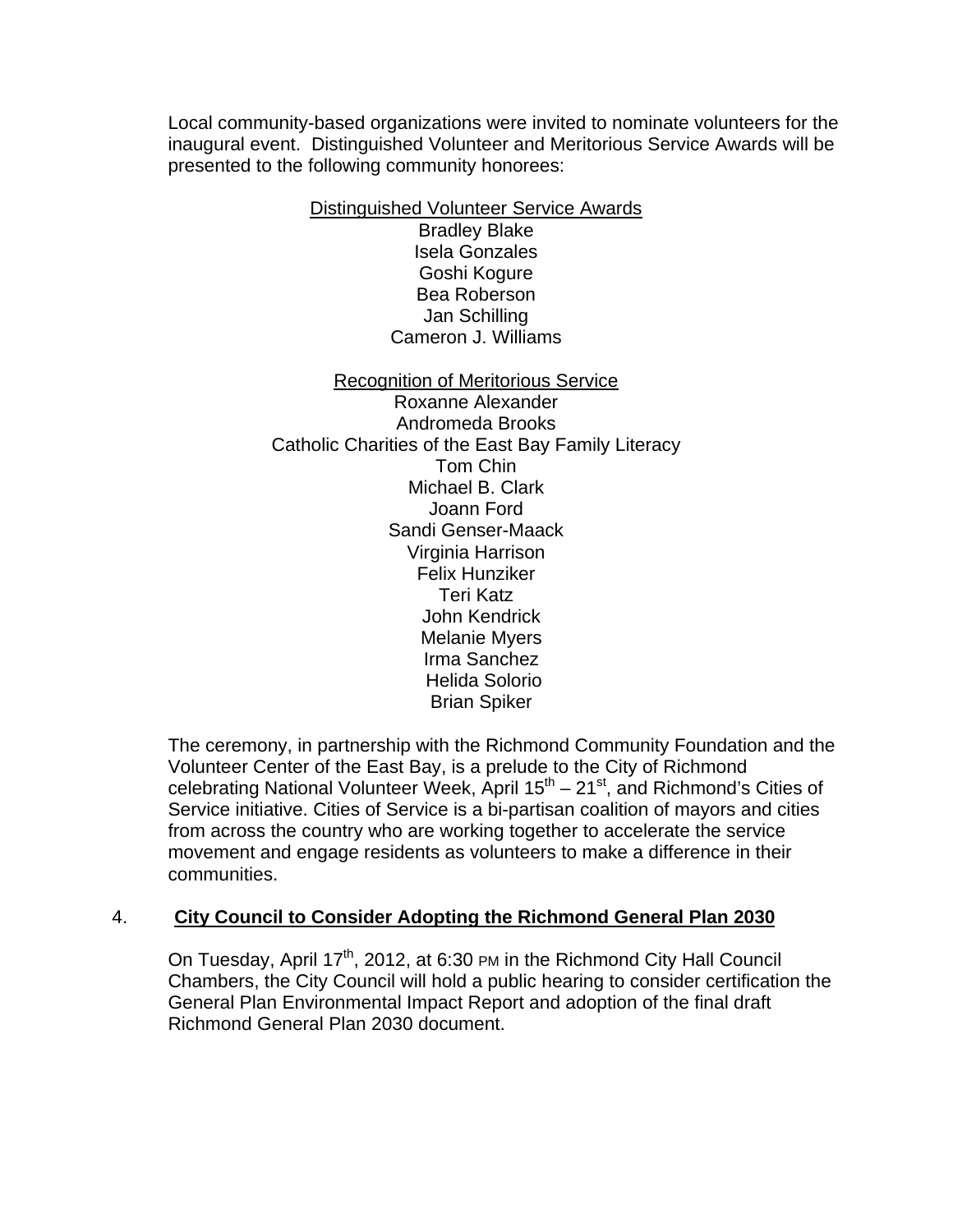Local community-based organizations were invited to nominate volunteers for the inaugural event. Distinguished Volunteer and Meritorious Service Awards will be presented to the following community honorees:

<u>Distinguished Volunteer Service Awards</u>

Bradley Blake
Isela Gonzales
Goshi Kogure
Bea Roberson
Jan Schilling
Cameron J. Williams

<u>Recognition of Meritorious Service</u>

Roxanne Alexander
Andromeda Brooks
Catholic Charities of the East Bay Family Literacy
Tom Chin
Michael B. Clark
Joann Ford
Sandi Genser-Maack
Virginia Harrison
Felix Hunziker
Teri Katz
John Kendrick
Melanie Myers
Irma Sanchez
Helida Solorio
Brian Spiker

The ceremony, in partnership with the Richmond Community Foundation and the Volunteer Center of the East Bay, is a prelude to the City of Richmond celebrating National Volunteer Week, April 15th – 21st, and Richmond's Cities of Service initiative. Cities of Service is a bi-partisan coalition of mayors and cities from across the country who are working together to accelerate the service movement and engage residents as volunteers to make a difference in their communities.

4. **<u>City Council to Consider Adopting the Richmond General Plan 2030</u>**

On Tuesday, April 17th, 2012, at 6:30 PM in the Richmond City Hall Council Chambers, the City Council will hold a public hearing to consider certification the General Plan Environmental Impact Report and adoption of the final draft Richmond General Plan 2030 document.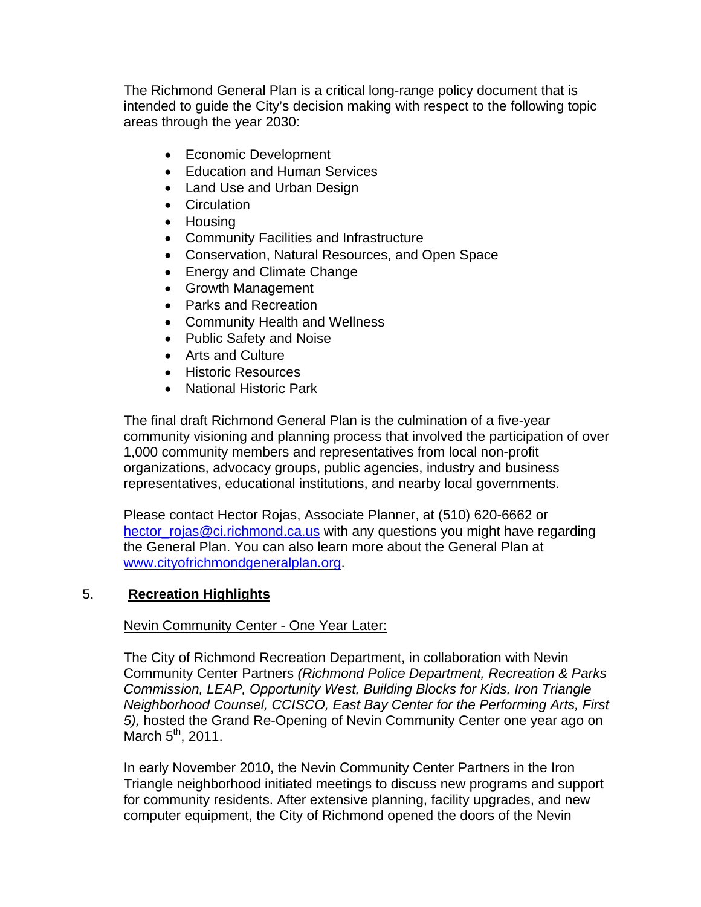The Richmond General Plan is a critical long-range policy document that is intended to guide the City's decision making with respect to the following topic areas through the year 2030:

- Economic Development
- Education and Human Services
- Land Use and Urban Design
- Circulation
- Housing
- Community Facilities and Infrastructure
- Conservation, Natural Resources, and Open Space
- Energy and Climate Change
- Growth Management
- Parks and Recreation
- Community Health and Wellness
- Public Safety and Noise
- Arts and Culture
- Historic Resources
- National Historic Park

The final draft Richmond General Plan is the culmination of a five-year community visioning and planning process that involved the participation of over 1,000 community members and representatives from local non-profit organizations, advocacy groups, public agencies, industry and business representatives, educational institutions, and nearby local governments.

Please contact Hector Rojas, Associate Planner, at (510) 620-6662 or [hector_rojas@ci.richmond.ca.us](mailto:hector_rojas@ci.richmond.ca.us) with any questions you might have regarding the General Plan. You can also learn more about the General Plan at [www.cityofrichmondgeneralplan.org](http://www.cityofrichmondgeneralplan.org).

## 5. **Recreation Highlights**

Nevin Community Center - One Year Later:

The City of Richmond Recreation Department, in collaboration with Nevin Community Center Partners *(Richmond Police Department, Recreation & Parks Commission, LEAP, Opportunity West, Building Blocks for Kids, Iron Triangle Neighborhood Counsel, CCISCO, East Bay Center for the Performing Arts, First 5),* hosted the Grand Re-Opening of Nevin Community Center one year ago on March 5th, 2011.

In early November 2010, the Nevin Community Center Partners in the Iron Triangle neighborhood initiated meetings to discuss new programs and support for community residents. After extensive planning, facility upgrades, and new computer equipment, the City of Richmond opened the doors of the Nevin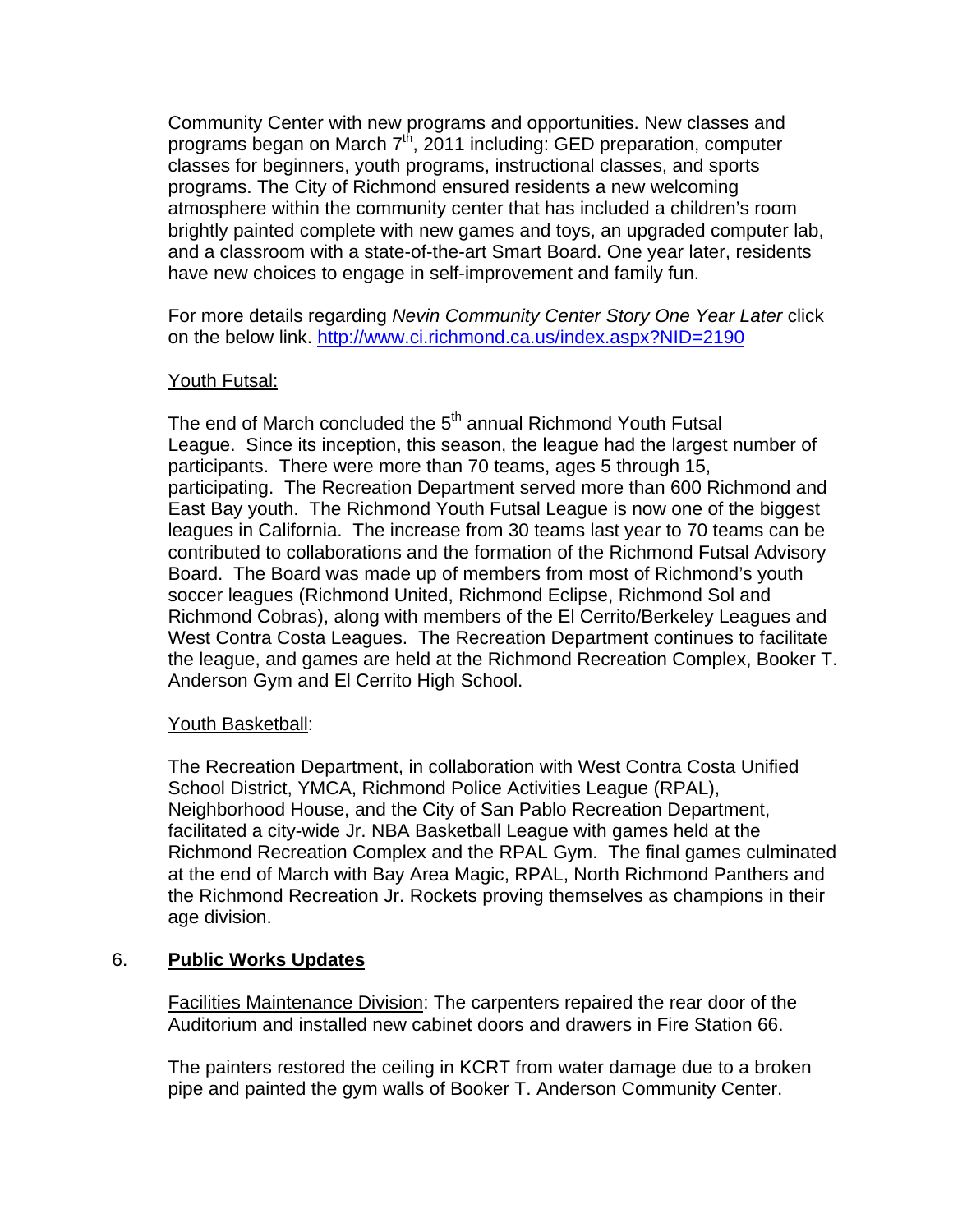Community Center with new programs and opportunities. New classes and programs began on March 7th, 2011 including: GED preparation, computer classes for beginners, youth programs, instructional classes, and sports programs. The City of Richmond ensured residents a new welcoming atmosphere within the community center that has included a children's room brightly painted complete with new games and toys, an upgraded computer lab, and a classroom with a state-of-the-art Smart Board. One year later, residents have new choices to engage in self-improvement and family fun.

For more details regarding *Nevin Community Center Story One Year Later* click on the below link. http://www.ci.richmond.ca.us/index.aspx?NID=2190

Youth Futsal:

The end of March concluded the 5th annual Richmond Youth Futsal League. Since its inception, this season, the league had the largest number of participants. There were more than 70 teams, ages 5 through 15, participating. The Recreation Department served more than 600 Richmond and East Bay youth. The Richmond Youth Futsal League is now one of the biggest leagues in California. The increase from 30 teams last year to 70 teams can be contributed to collaborations and the formation of the Richmond Futsal Advisory Board. The Board was made up of members from most of Richmond's youth soccer leagues (Richmond United, Richmond Eclipse, Richmond Sol and Richmond Cobras), along with members of the El Cerrito/Berkeley Leagues and West Contra Costa Leagues. The Recreation Department continues to facilitate the league, and games are held at the Richmond Recreation Complex, Booker T. Anderson Gym and El Cerrito High School.

Youth Basketball:

The Recreation Department, in collaboration with West Contra Costa Unified School District, YMCA, Richmond Police Activities League (RPAL), Neighborhood House, and the City of San Pablo Recreation Department, facilitated a city-wide Jr. NBA Basketball League with games held at the Richmond Recreation Complex and the RPAL Gym. The final games culminated at the end of March with Bay Area Magic, RPAL, North Richmond Panthers and the Richmond Recreation Jr. Rockets proving themselves as champions in their age division.

## 6. **Public Works Updates**

Facilities Maintenance Division: The carpenters repaired the rear door of the Auditorium and installed new cabinet doors and drawers in Fire Station 66.

The painters restored the ceiling in KCRT from water damage due to a broken pipe and painted the gym walls of Booker T. Anderson Community Center.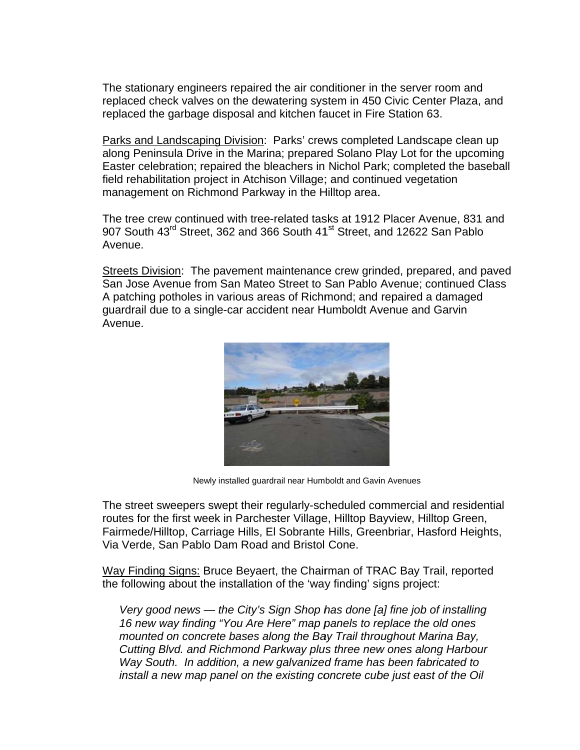The stationary engineers repaired the air conditioner in the server room and replaced check valves on the dewatering system in 450 Civic Center Plaza, and replaced the garbage disposal and kitchen faucet in Fire Station 63.

Parks and Landscaping Division: Parks' crews completed Landscape clean up along Peninsula Drive in the Marina; prepared Solano Play Lot for the upcoming Easter celebration; repaired the bleachers in Nichol Park; completed the baseball field rehabilitation project in Atchison Village; and continued vegetation management on Richmond Parkway in the Hilltop area.

The tree crew continued with tree-related tasks at 1912 Placer Avenue, 831 and 907 South 43rd Street, 362 and 366 South 41st Street, and 12622 San Pablo Avenue.

Streets Division: The pavement maintenance crew grinded, prepared, and paved San Jose Avenue from San Mateo Street to San Pablo Avenue; continued Class A patching potholes in various areas of Richmond; and repaired a damaged guardrail due to a single-car accident near Humboldt Avenue and Garvin Avenue.

Newly installed guardrail near Humboldt and Gavin Avenues

The street sweepers swept their regularly-scheduled commercial and residential routes for the first week in Parchester Village, Hilltop Bayview, Hilltop Green, Fairmede/Hilltop, Carriage Hills, El Sobrante Hills, Greenbriar, Hasford Heights, Via Verde, San Pablo Dam Road and Bristol Cone.

Way Finding Signs: Bruce Beyaert, the Chairman of TRAC Bay Trail, reported the following about the installation of the 'way finding' signs project:

> *Very good news — the City's Sign Shop has done [a] fine job of installing 16 new way finding "You Are Here" map panels to replace the old ones mounted on concrete bases along the Bay Trail throughout Marina Bay, Cutting Blvd. and Richmond Parkway plus three new ones along Harbour Way South. In addition, a new galvanized frame has been fabricated to install a new map panel on the existing concrete cube just east of the Oil*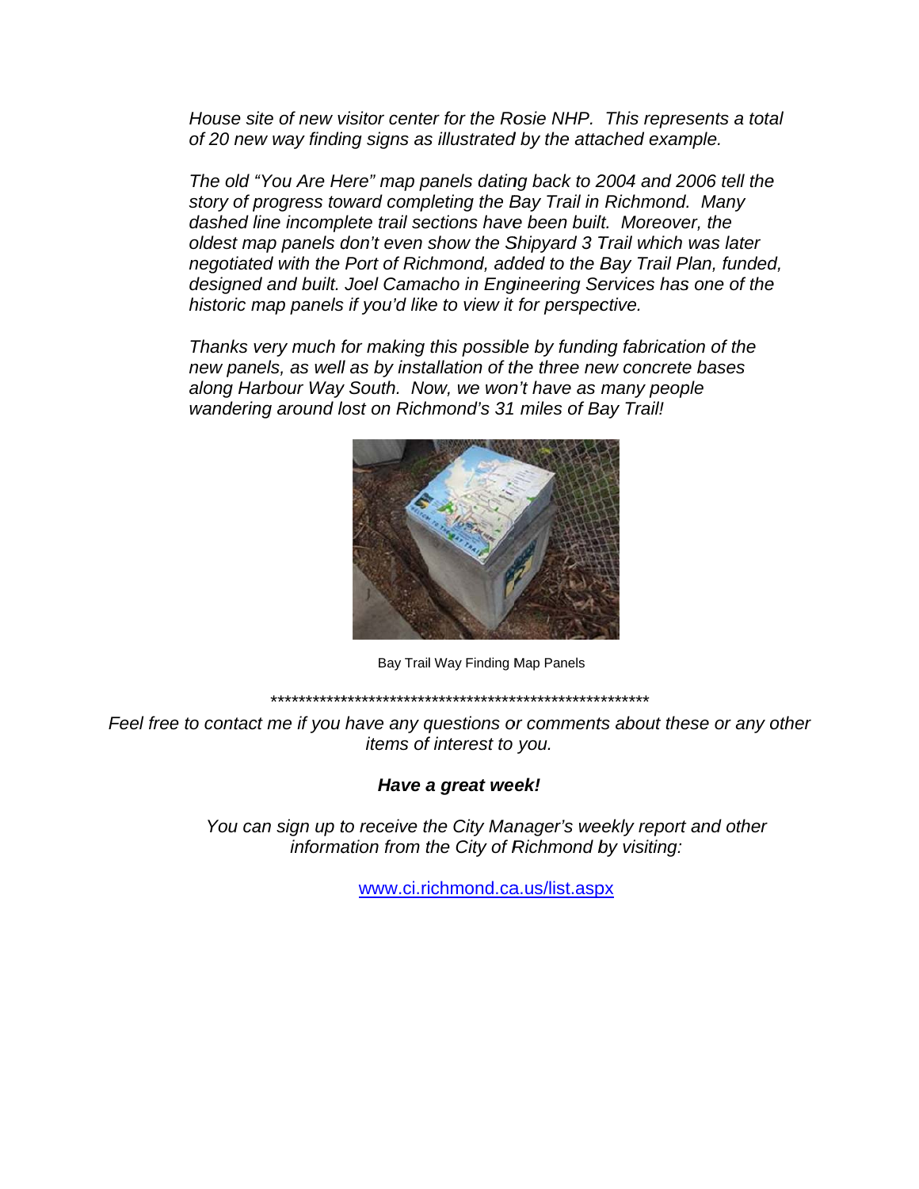*House site of new visitor center for the Rosie NHP. This represents a total of 20 new way finding signs as illustrated by the attached example.*

*The old "You Are Here" map panels dating back to 2004 and 2006 tell the story of progress toward completing the Bay Trail in Richmond. Many dashed line incomplete trail sections have been built. Moreover, the oldest map panels don't even show the Shipyard 3 Trail which was later negotiated with the Port of Richmond, added to the Bay Trail Plan, funded, designed and built. Joel Camacho in Engineering Services has one of the historic map panels if you'd like to view it for perspective.*

*Thanks very much for making this possible by funding fabrication of the new panels, as well as by installation of the three new concrete bases along Harbour Way South. Now, we won't have as many people wandering around lost on Richmond's 31 miles of Bay Trail!*

Bay Trail Way Finding Map Panels

**********************************************************

*Feel free to contact me if you have any questions or comments about these or any other items of interest to you.*

***Have a great week!***

*You can sign up to receive the City Manager's weekly report and other information from the City of Richmond by visiting:*

[www.ci.richmond.ca.us/list.aspx](http://www.ci.richmond.ca.us/list.aspx)